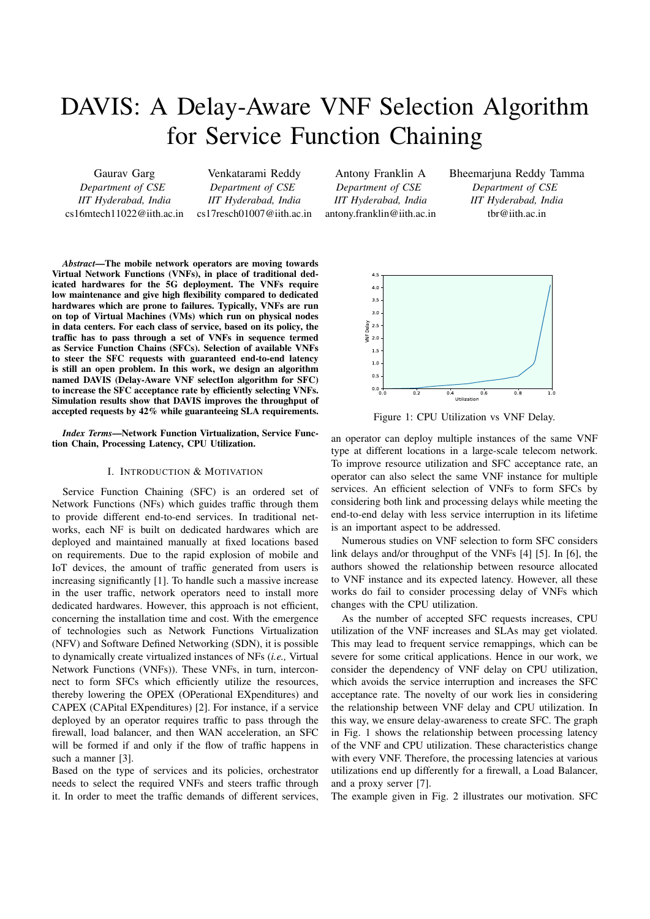# DAVIS: A Delay-Aware VNF Selection Algorithm for Service Function Chaining

Gaurav Garg
*Department of CSE*
*IIT Hyderabad, India*
cs16mtech11022@iith.ac.in

Venkatarami Reddy
*Department of CSE*
*IIT Hyderabad, India*
cs17resch01007@iith.ac.in

Antony Franklin A
*Department of CSE*
*IIT Hyderabad, India*
antony.franklin@iith.ac.in

Bheemarjuna Reddy Tamma
*Department of CSE*
*IIT Hyderabad, India*
tbr@iith.ac.in

***Abstract*—The mobile network operators are moving towards Virtual Network Functions (VNFs), in place of traditional dedicated hardwares for the 5G deployment. The VNFs require low maintenance and give high flexibility compared to dedicated hardwares which are prone to failures. Typically, VNFs are run on top of Virtual Machines (VMs) which run on physical nodes in data centers. For each class of service, based on its policy, the traffic has to pass through a set of VNFs in sequence termed as Service Function Chains (SFCs). Selection of available VNFs to steer the SFC requests with guaranteed end-to-end latency is still an open problem. In this work, we design an algorithm named DAVIS (Delay-Aware VNF selectIon algorithm for SFC) to increase the SFC acceptance rate by efficiently selecting VNFs. Simulation results show that DAVIS improves the throughput of accepted requests by 42% while guaranteeing SLA requirements.**

***Index Terms*—Network Function Virtualization, Service Function Chain, Processing Latency, CPU Utilization.**

## I. Introduction & Motivation

Service Function Chaining (SFC) is an ordered set of Network Functions (NFs) which guides traffic through them to provide different end-to-end services. In traditional networks, each NF is built on dedicated hardwares which are deployed and maintained manually at fixed locations based on requirements. Due to the rapid explosion of mobile and IoT devices, the amount of traffic generated from users is increasing significantly [1]. To handle such a massive increase in the user traffic, network operators need to install more dedicated hardwares. However, this approach is not efficient, concerning the installation time and cost. With the emergence of technologies such as Network Functions Virtualization (NFV) and Software Defined Networking (SDN), it is possible to dynamically create virtualized instances of NFs (*i.e.,* Virtual Network Functions (VNFs)). These VNFs, in turn, interconnect to form SFCs which efficiently utilize the resources, thereby lowering the OPEX (OPerational EXpenditures) and CAPEX (CAPital EXpenditures) [2]. For instance, if a service deployed by an operator requires traffic to pass through the firewall, load balancer, and then WAN acceleration, an SFC will be formed if and only if the flow of traffic happens in such a manner [3].

Based on the type of services and its policies, orchestrator needs to select the required VNFs and steers traffic through it. In order to meet the traffic demands of different services, an operator can deploy multiple instances of the same VNF type at different locations in a large-scale telecom network. To improve resource utilization and SFC acceptance rate, an operator can also select the same VNF instance for multiple services. An efficient selection of VNFs to form SFCs by considering both link and processing delays while meeting the end-to-end delay with less service interruption in its lifetime is an important aspect to be addressed.

4.5
4.0
3.5
3.0
2.5
2.0
1.5
1.0
0.5
0.0
VNF Delay
0.0
0.2
0.4
0.6
0.8
1.0
Utilization

Figure 1: CPU Utilization vs VNF Delay.

Numerous studies on VNF selection to form SFC considers link delays and/or throughput of the VNFs [4] [5]. In [6], the authors showed the relationship between resource allocated to VNF instance and its expected latency. However, all these works do fail to consider processing delay of VNFs which changes with the CPU utilization.

As the number of accepted SFC requests increases, CPU utilization of the VNF increases and SLAs may get violated. This may lead to frequent service remappings, which can be severe for some critical applications. Hence in our work, we consider the dependency of VNF delay on CPU utilization, which avoids the service interruption and increases the SFC acceptance rate. The novelty of our work lies in considering the relationship between VNF delay and CPU utilization. In this way, we ensure delay-awareness to create SFC. The graph in Fig. 1 shows the relationship between processing latency of the VNF and CPU utilization. These characteristics change with every VNF. Therefore, the processing latencies at various utilizations end up differently for a firewall, a Load Balancer, and a proxy server [7].

The example given in Fig. 2 illustrates our motivation. SFC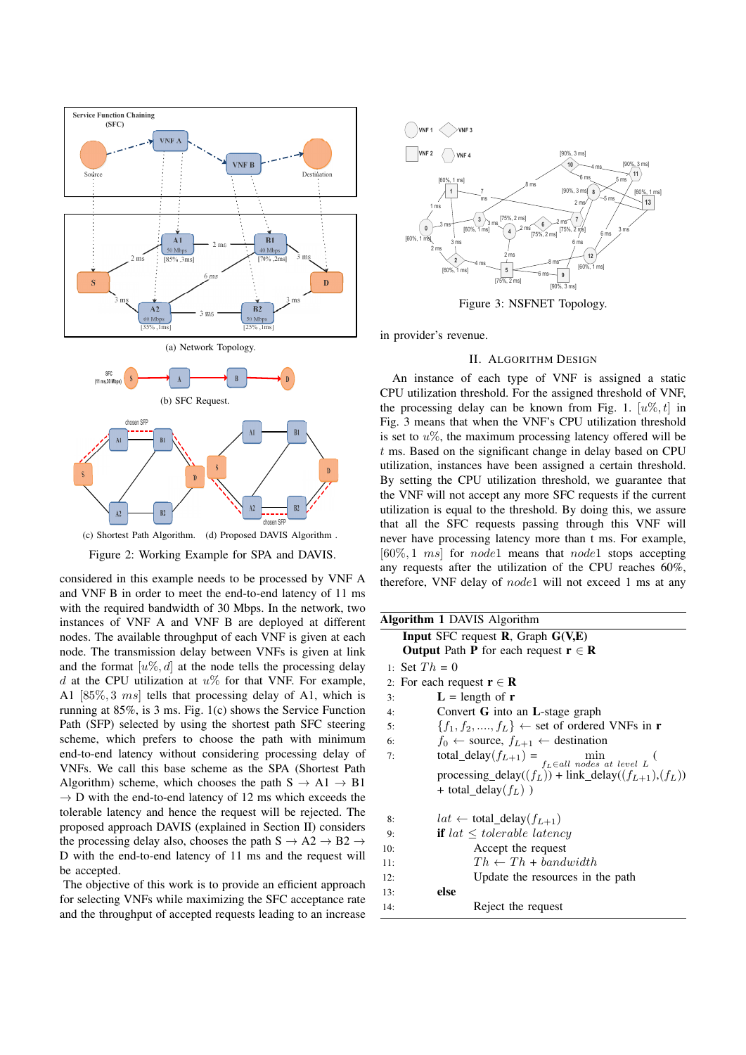(a) Network Topology.

(b) SFC Request.

(c) Shortest Path Algorithm. (d) Proposed DAVIS Algorithm .

Figure 2: Working Example for SPA and DAVIS.

considered in this example needs to be processed by VNF A and VNF B in order to meet the end-to-end latency of 11 ms with the required bandwidth of 30 Mbps. In the network, two instances of VNF A and VNF B are deployed at different nodes. The available throughput of each VNF is given at each node. The transmission delay between VNFs is given at link and the format $[u\%, d]$ at the node tells the processing delay $d$ at the CPU utilization at $u\%$ for that VNF. For example, A1 $[85\%, 3\ ms]$ tells that processing delay of A1, which is running at 85%, is 3 ms. Fig. 1(c) shows the Service Function Path (SFP) selected by using the shortest path SFC steering scheme, which prefers to choose the path with minimum end-to-end latency without considering processing delay of VNFs. We call this base scheme as the SPA (Shortest Path Algorithm) scheme, which chooses the path S → A1 → B1 → D with the end-to-end latency of 12 ms which exceeds the tolerable latency and hence the request will be rejected. The proposed approach DAVIS (explained in Section II) considers the processing delay also, chooses the path S → A2 → B2 → D with the end-to-end latency of 11 ms and the request will be accepted.

The objective of this work is to provide an efficient approach for selecting VNFs while maximizing the SFC acceptance rate and the throughput of accepted requests leading to an increase in provider's revenue.

Figure 3: NSFNET Topology.

## II. Algorithm Design

An instance of each type of VNF is assigned a static CPU utilization threshold. For the assigned threshold of VNF, the processing delay can be known from Fig. 1. $[u\%, t]$ in Fig. 3 means that when the VNF's CPU utilization threshold is set to $u\%$, the maximum processing latency offered will be $t$ ms. Based on the significant change in delay based on CPU utilization, instances have been assigned a certain threshold. By setting the CPU utilization threshold, we guarantee that the VNF will not accept any more SFC requests if the current utilization is equal to the threshold. By doing this, we assure that all the SFC requests passing through this VNF will never have processing latency more than t ms. For example, $[60\%, 1\ ms]$ for $node1$ means that $node1$ stops accepting any requests after the utilization of the CPU reaches 60%, therefore, VNF delay of $node1$ will not exceed 1 ms at any

**Algorithm 1** DAVIS Algorithm

**Input** SFC request **R**, Graph **G(V,E)**
**Output** Path **P** for each request **r** ∈ **R**

1: Set $Th$ = 0
2: For each request **r** ∈ **R**
3: **L** = length of **r**
4: Convert **G** into an **L**-stage graph
5: $\{f_1, f_2, ...., f_L\}$ ← set of ordered VNFs in **r**
6: $f_0$ ← source, $f_{L+1}$ ← destination
7: total_delay($f_{L+1}$) = $\min_{f_L \in all\ nodes\ at\ level\ L}$ ( processing_delay(($f_L$)) + link_delay(($f_{L+1}$),($f_L$)) + total_delay($f_L$) )
8: $lat$ ← total_delay($f_{L+1}$)
9: **if** $lat \leq tolerable\ latency$
10: Accept the request
11: $Th \leftarrow Th + bandwidth$
12: Update the resources in the path
13: **else**
14: Reject the request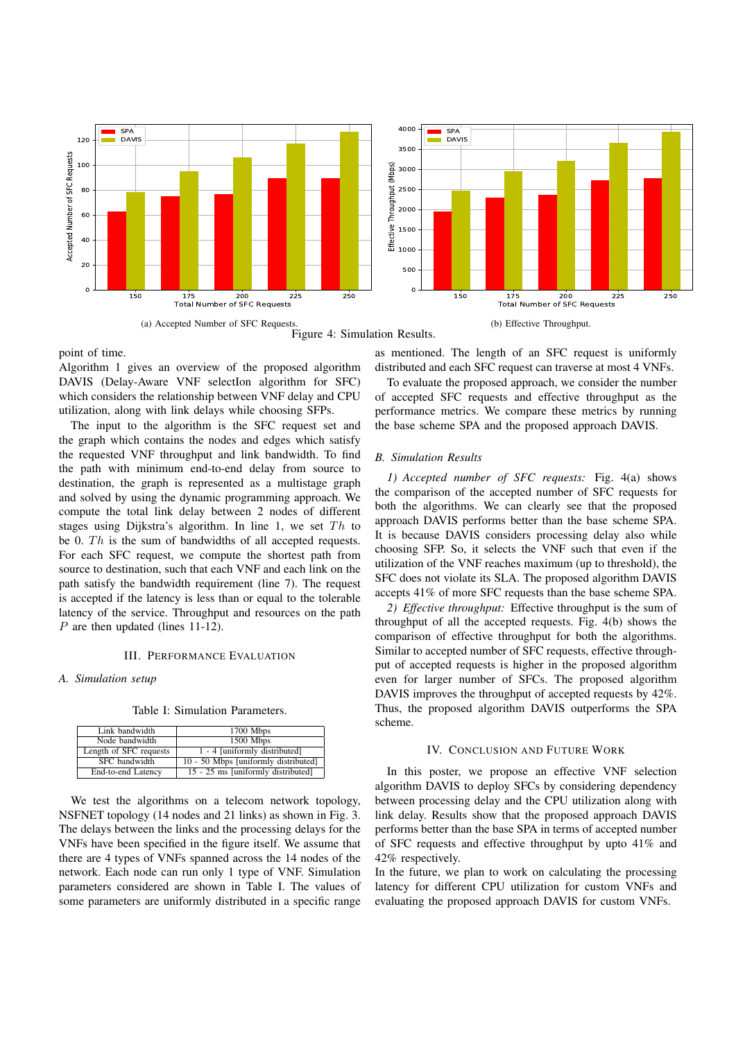(a) Accepted Number of SFC Requests.

(b) Effective Throughput.

Figure 4: Simulation Results.

point of time.

Algorithm 1 gives an overview of the proposed algorithm DAVIS (Delay-Aware VNF selectIon algorithm for SFC) which considers the relationship between VNF delay and CPU utilization, along with link delays while choosing SFPs.

The input to the algorithm is the SFC request set and the graph which contains the nodes and edges which satisfy the requested VNF throughput and link bandwidth. To find the path with minimum end-to-end delay from source to destination, the graph is represented as a multistage graph and solved by using the dynamic programming approach. We compute the total link delay between 2 nodes of different stages using Dijkstra's algorithm. In line 1, we set $Th$ to be 0. $Th$ is the sum of bandwidths of all accepted requests. For each SFC request, we compute the shortest path from source to destination, such that each VNF and each link on the path satisfy the bandwidth requirement (line 7). The request is accepted if the latency is less than or equal to the tolerable latency of the service. Throughput and resources on the path $P$ are then updated (lines 11-12).

## III. Performance Evaluation

### A. Simulation setup

Table I: Simulation Parameters.

| Parameter | Value |
|---|---|
| Link bandwidth | 1700 Mbps |
| Node bandwidth | 1500 Mbps |
| Length of SFC requests | 1 - 4 [uniformly distributed] |
| SFC bandwidth | 10 - 50 Mbps [uniformly distributed] |
| End-to-end Latency | 15 - 25 ms [uniformly distributed] |

We test the algorithms on a telecom network topology, NSFNET topology (14 nodes and 21 links) as shown in Fig. 3. The delays between the links and the processing delays for the VNFs have been specified in the figure itself. We assume that there are 4 types of VNFs spanned across the 14 nodes of the network. Each node can run only 1 type of VNF. Simulation parameters considered are shown in Table I. The values of some parameters are uniformly distributed in a specific range as mentioned. The length of an SFC request is uniformly distributed and each SFC request can traverse at most 4 VNFs.

To evaluate the proposed approach, we consider the number of accepted SFC requests and effective throughput as the performance metrics. We compare these metrics by running the base scheme SPA and the proposed approach DAVIS.

### B. Simulation Results

*1) Accepted number of SFC requests:* Fig. 4(a) shows the comparison of the accepted number of SFC requests for both the algorithms. We can clearly see that the proposed approach DAVIS performs better than the base scheme SPA. It is because DAVIS considers processing delay also while choosing SFP. So, it selects the VNF such that even if the utilization of the VNF reaches maximum (up to threshold), the SFC does not violate its SLA. The proposed algorithm DAVIS accepts 41% of more SFC requests than the base scheme SPA.

*2) Effective throughput:* Effective throughput is the sum of throughput of all the accepted requests. Fig. 4(b) shows the comparison of effective throughput for both the algorithms. Similar to accepted number of SFC requests, effective throughput of accepted requests is higher in the proposed algorithm even for larger number of SFCs. The proposed algorithm DAVIS improves the throughput of accepted requests by 42%. Thus, the proposed algorithm DAVIS outperforms the SPA scheme.

## IV. Conclusion and Future Work

In this poster, we propose an effective VNF selection algorithm DAVIS to deploy SFCs by considering dependency between processing delay and the CPU utilization along with link delay. Results show that the proposed approach DAVIS performs better than the base SPA in terms of accepted number of SFC requests and effective throughput by upto 41% and 42% respectively.

In the future, we plan to work on calculating the processing latency for different CPU utilization for custom VNFs and evaluating the proposed approach DAVIS for custom VNFs.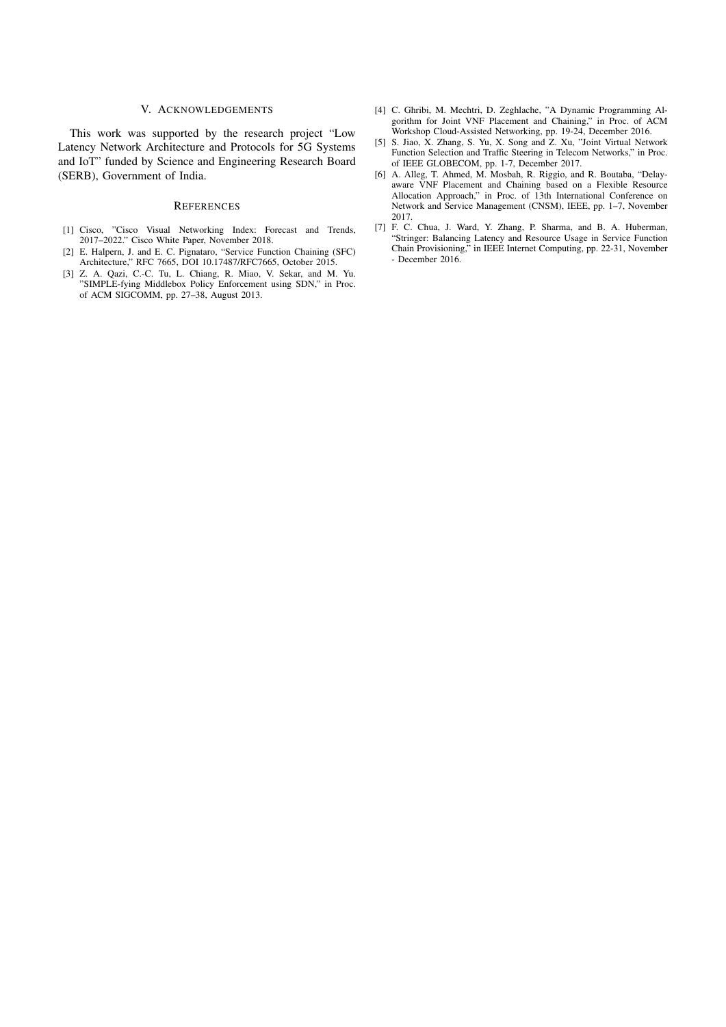## V. Acknowledgements

This work was supported by the research project "Low Latency Network Architecture and Protocols for 5G Systems and IoT" funded by Science and Engineering Research Board (SERB), Government of India.

## References

[1] Cisco, "Cisco Visual Networking Index: Forecast and Trends, 2017–2022." Cisco White Paper, November 2018.

[2] E. Halpern, J. and E. C. Pignataro, "Service Function Chaining (SFC) Architecture," RFC 7665, DOI 10.17487/RFC7665, October 2015.

[3] Z. A. Qazi, C.-C. Tu, L. Chiang, R. Miao, V. Sekar, and M. Yu. "SIMPLE-fying Middlebox Policy Enforcement using SDN," in Proc. of ACM SIGCOMM, pp. 27–38, August 2013.

[4] C. Ghribi, M. Mechtri, D. Zeghlache, "A Dynamic Programming Algorithm for Joint VNF Placement and Chaining," in Proc. of ACM Workshop Cloud-Assisted Networking, pp. 19-24, December 2016.

[5] S. Jiao, X. Zhang, S. Yu, X. Song and Z. Xu, "Joint Virtual Network Function Selection and Traffic Steering in Telecom Networks," in Proc. of IEEE GLOBECOM, pp. 1-7, December 2017.

[6] A. Alleg, T. Ahmed, M. Mosbah, R. Riggio, and R. Boutaba, "Delay-aware VNF Placement and Chaining based on a Flexible Resource Allocation Approach," in Proc. of 13th International Conference on Network and Service Management (CNSM), IEEE, pp. 1–7, November 2017.

[7] F. C. Chua, J. Ward, Y. Zhang, P. Sharma, and B. A. Huberman, "Stringer: Balancing Latency and Resource Usage in Service Function Chain Provisioning," in IEEE Internet Computing, pp. 22-31, November - December 2016.